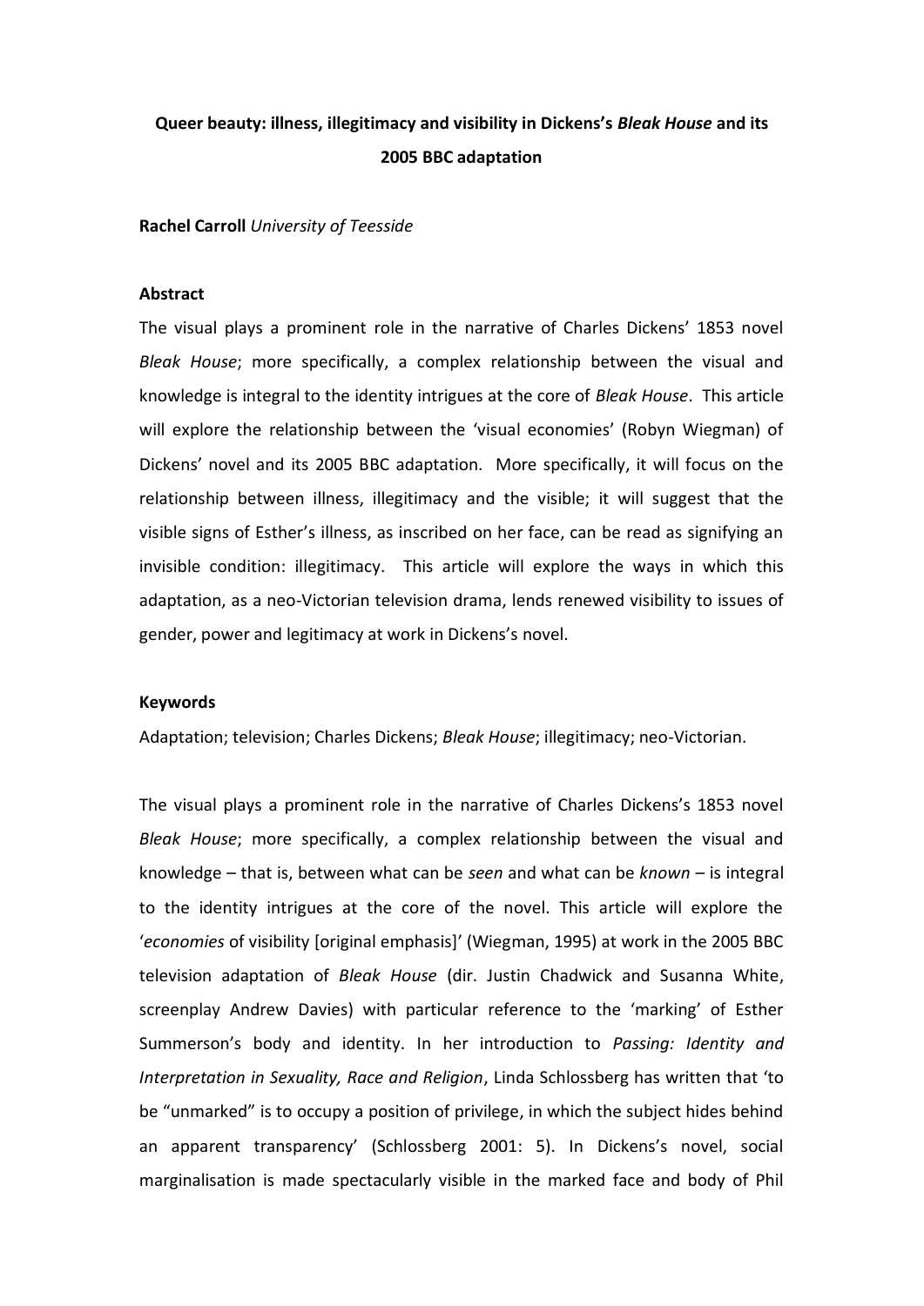# Queer beauty: illness, illegitimacy and visibility in Dickens's *Bleak House* and its 2005 BBC adaptation

**Rachel Carroll** *University of Teesside*

## Abstract

The visual plays a prominent role in the narrative of Charles Dickens' 1853 novel *Bleak House*; more specifically, a complex relationship between the visual and knowledge is integral to the identity intrigues at the core of *Bleak House*. This article will explore the relationship between the 'visual economies' (Robyn Wiegman) of Dickens' novel and its 2005 BBC adaptation. More specifically, it will focus on the relationship between illness, illegitimacy and the visible; it will suggest that the visible signs of Esther's illness, as inscribed on her face, can be read as signifying an invisible condition: illegitimacy. This article will explore the ways in which this adaptation, as a neo-Victorian television drama, lends renewed visibility to issues of gender, power and legitimacy at work in Dickens's novel.

## Keywords

Adaptation; television; Charles Dickens; *Bleak House*; illegitimacy; neo-Victorian.

The visual plays a prominent role in the narrative of Charles Dickens's 1853 novel *Bleak House*; more specifically, a complex relationship between the visual and knowledge – that is, between what can be *seen* and what can be *known* – is integral to the identity intrigues at the core of the novel. This article will explore the '*economies* of visibility [original emphasis]' (Wiegman, 1995) at work in the 2005 BBC television adaptation of *Bleak House* (dir. Justin Chadwick and Susanna White, screenplay Andrew Davies) with particular reference to the 'marking' of Esther Summerson's body and identity. In her introduction to *Passing: Identity and Interpretation in Sexuality, Race and Religion*, Linda Schlossberg has written that 'to be "unmarked" is to occupy a position of privilege, in which the subject hides behind an apparent transparency' (Schlossberg 2001: 5). In Dickens's novel, social marginalisation is made spectacularly visible in the marked face and body of Phil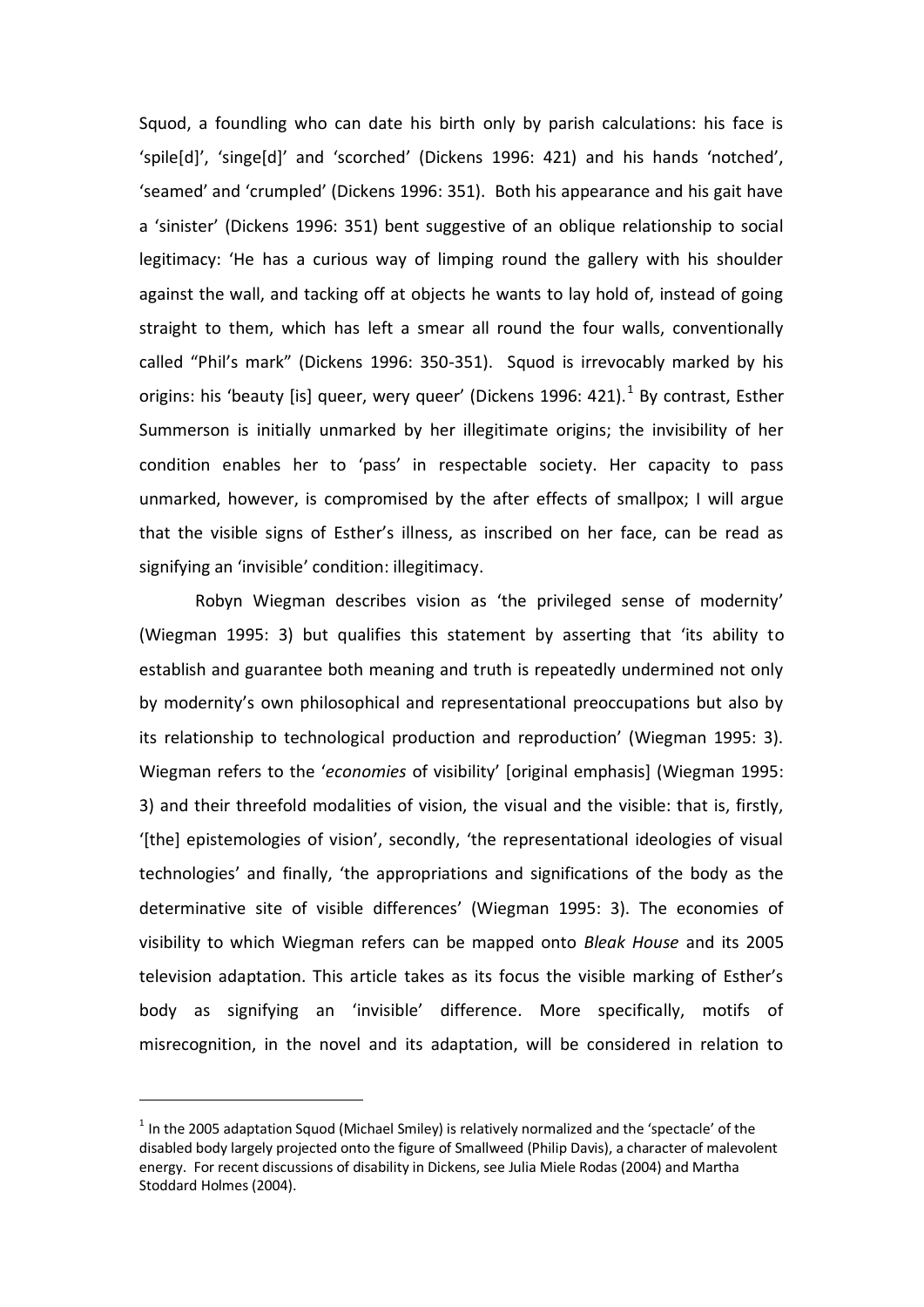Squod, a foundling who can date his birth only by parish calculations: his face is 'spile[d]', 'singe[d]' and 'scorched' (Dickens 1996: 421) and his hands 'notched', 'seamed' and 'crumpled' (Dickens 1996: 351). Both his appearance and his gait have a 'sinister' (Dickens 1996: 351) bent suggestive of an oblique relationship to social legitimacy: 'He has a curious way of limping round the gallery with his shoulder against the wall, and tacking off at objects he wants to lay hold of, instead of going straight to them, which has left a smear all round the four walls, conventionally called "Phil's mark" (Dickens 1996: 350-351). Squod is irrevocably marked by his origins: his 'beauty [is] queer, wery queer' (Dickens 1996: 421).[1] By contrast, Esther Summerson is initially unmarked by her illegitimate origins; the invisibility of her condition enables her to 'pass' in respectable society. Her capacity to pass unmarked, however, is compromised by the after effects of smallpox; I will argue that the visible signs of Esther's illness, as inscribed on her face, can be read as signifying an 'invisible' condition: illegitimacy.

Robyn Wiegman describes vision as 'the privileged sense of modernity' (Wiegman 1995: 3) but qualifies this statement by asserting that 'its ability to establish and guarantee both meaning and truth is repeatedly undermined not only by modernity's own philosophical and representational preoccupations but also by its relationship to technological production and reproduction' (Wiegman 1995: 3). Wiegman refers to the '*economies* of visibility' [original emphasis] (Wiegman 1995: 3) and their threefold modalities of vision, the visual and the visible: that is, firstly, '[the] epistemologies of vision', secondly, 'the representational ideologies of visual technologies' and finally, 'the appropriations and significations of the body as the determinative site of visible differences' (Wiegman 1995: 3). The economies of visibility to which Wiegman refers can be mapped onto *Bleak House* and its 2005 television adaptation. This article takes as its focus the visible marking of Esther's body as signifying an 'invisible' difference. More specifically, motifs of misrecognition, in the novel and its adaptation, will be considered in relation to

[1] In the 2005 adaptation Squod (Michael Smiley) is relatively normalized and the 'spectacle' of the disabled body largely projected onto the figure of Smallweed (Philip Davis), a character of malevolent energy. For recent discussions of disability in Dickens, see Julia Miele Rodas (2004) and Martha Stoddard Holmes (2004).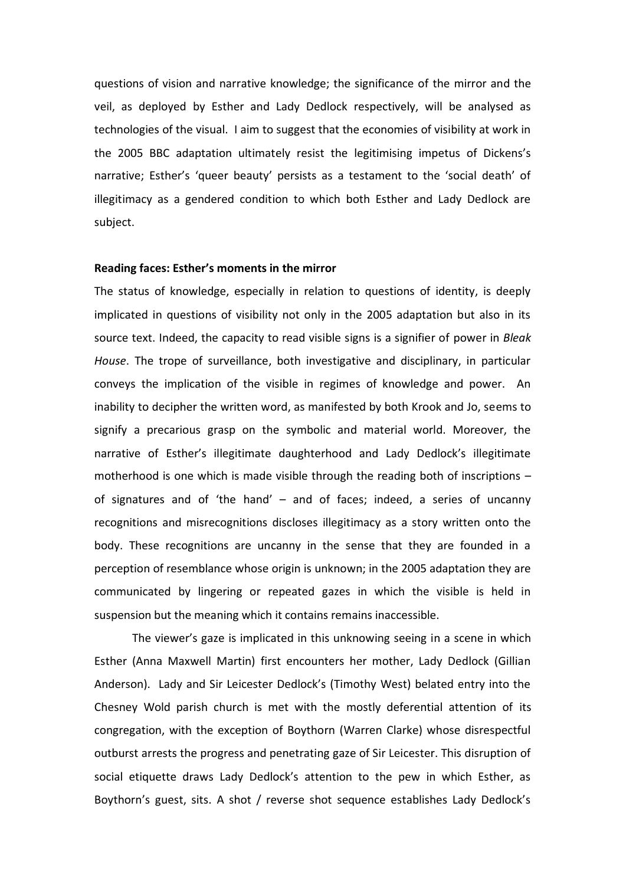questions of vision and narrative knowledge; the significance of the mirror and the veil, as deployed by Esther and Lady Dedlock respectively, will be analysed as technologies of the visual. I aim to suggest that the economies of visibility at work in the 2005 BBC adaptation ultimately resist the legitimising impetus of Dickens's narrative; Esther's 'queer beauty' persists as a testament to the 'social death' of illegitimacy as a gendered condition to which both Esther and Lady Dedlock are subject.

**Reading faces: Esther's moments in the mirror**

The status of knowledge, especially in relation to questions of identity, is deeply implicated in questions of visibility not only in the 2005 adaptation but also in its source text. Indeed, the capacity to read visible signs is a signifier of power in *Bleak House*. The trope of surveillance, both investigative and disciplinary, in particular conveys the implication of the visible in regimes of knowledge and power. An inability to decipher the written word, as manifested by both Krook and Jo, seems to signify a precarious grasp on the symbolic and material world. Moreover, the narrative of Esther's illegitimate daughterhood and Lady Dedlock's illegitimate motherhood is one which is made visible through the reading both of inscriptions – of signatures and of 'the hand' – and of faces; indeed, a series of uncanny recognitions and misrecognitions discloses illegitimacy as a story written onto the body. These recognitions are uncanny in the sense that they are founded in a perception of resemblance whose origin is unknown; in the 2005 adaptation they are communicated by lingering or repeated gazes in which the visible is held in suspension but the meaning which it contains remains inaccessible.

The viewer's gaze is implicated in this unknowing seeing in a scene in which Esther (Anna Maxwell Martin) first encounters her mother, Lady Dedlock (Gillian Anderson). Lady and Sir Leicester Dedlock's (Timothy West) belated entry into the Chesney Wold parish church is met with the mostly deferential attention of its congregation, with the exception of Boythorn (Warren Clarke) whose disrespectful outburst arrests the progress and penetrating gaze of Sir Leicester. This disruption of social etiquette draws Lady Dedlock's attention to the pew in which Esther, as Boythorn's guest, sits. A shot / reverse shot sequence establishes Lady Dedlock's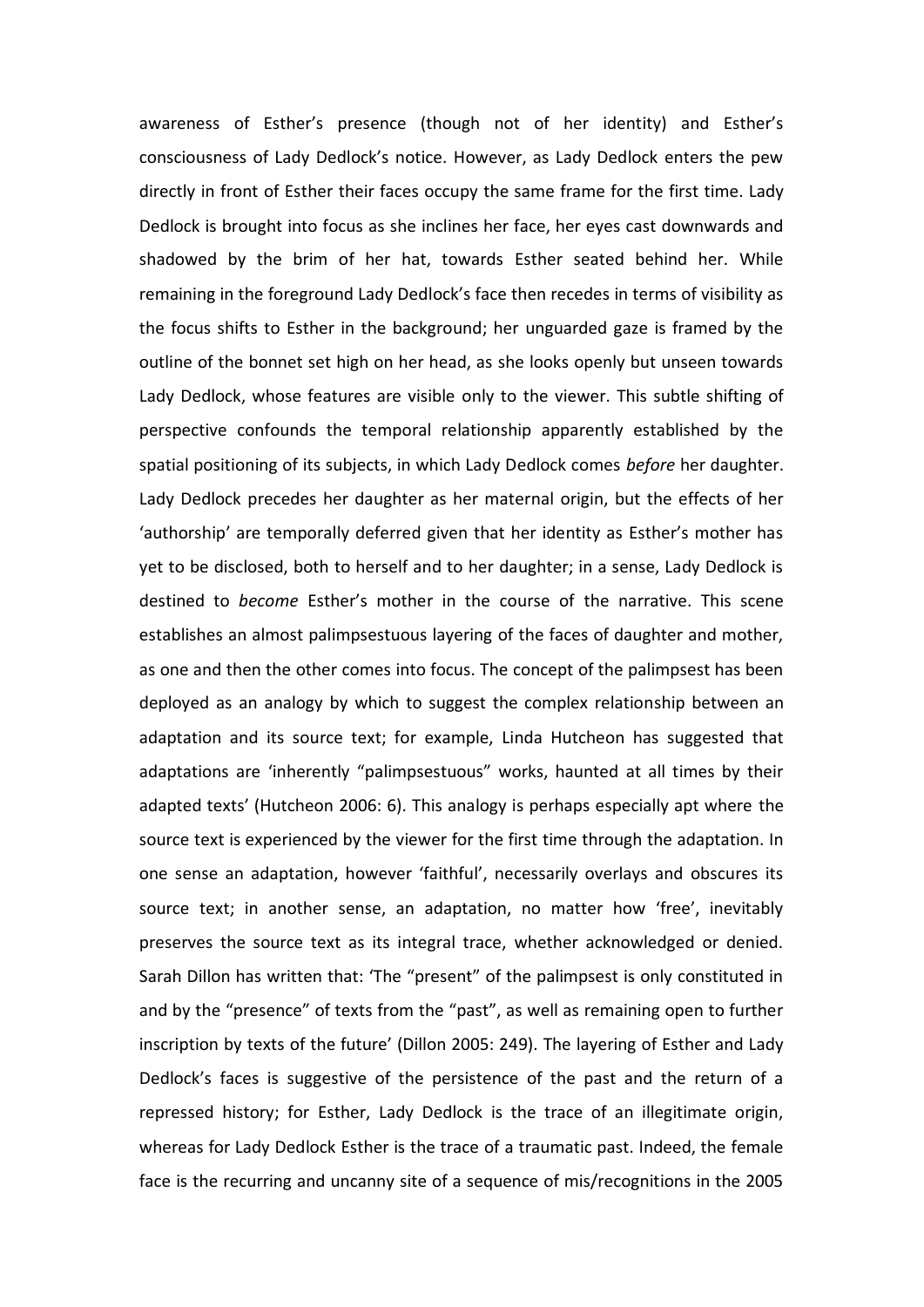awareness of Esther's presence (though not of her identity) and Esther's consciousness of Lady Dedlock's notice. However, as Lady Dedlock enters the pew directly in front of Esther their faces occupy the same frame for the first time. Lady Dedlock is brought into focus as she inclines her face, her eyes cast downwards and shadowed by the brim of her hat, towards Esther seated behind her. While remaining in the foreground Lady Dedlock's face then recedes in terms of visibility as the focus shifts to Esther in the background; her unguarded gaze is framed by the outline of the bonnet set high on her head, as she looks openly but unseen towards Lady Dedlock, whose features are visible only to the viewer. This subtle shifting of perspective confounds the temporal relationship apparently established by the spatial positioning of its subjects, in which Lady Dedlock comes *before* her daughter. Lady Dedlock precedes her daughter as her maternal origin, but the effects of her 'authorship' are temporally deferred given that her identity as Esther's mother has yet to be disclosed, both to herself and to her daughter; in a sense, Lady Dedlock is destined to *become* Esther's mother in the course of the narrative. This scene establishes an almost palimpsestuous layering of the faces of daughter and mother, as one and then the other comes into focus. The concept of the palimpsest has been deployed as an analogy by which to suggest the complex relationship between an adaptation and its source text; for example, Linda Hutcheon has suggested that adaptations are 'inherently "palimpsestuous" works, haunted at all times by their adapted texts' (Hutcheon 2006: 6). This analogy is perhaps especially apt where the source text is experienced by the viewer for the first time through the adaptation. In one sense an adaptation, however 'faithful', necessarily overlays and obscures its source text; in another sense, an adaptation, no matter how 'free', inevitably preserves the source text as its integral trace, whether acknowledged or denied. Sarah Dillon has written that: 'The "present" of the palimpsest is only constituted in and by the "presence" of texts from the "past", as well as remaining open to further inscription by texts of the future' (Dillon 2005: 249). The layering of Esther and Lady Dedlock's faces is suggestive of the persistence of the past and the return of a repressed history; for Esther, Lady Dedlock is the trace of an illegitimate origin, whereas for Lady Dedlock Esther is the trace of a traumatic past. Indeed, the female face is the recurring and uncanny site of a sequence of mis/recognitions in the 2005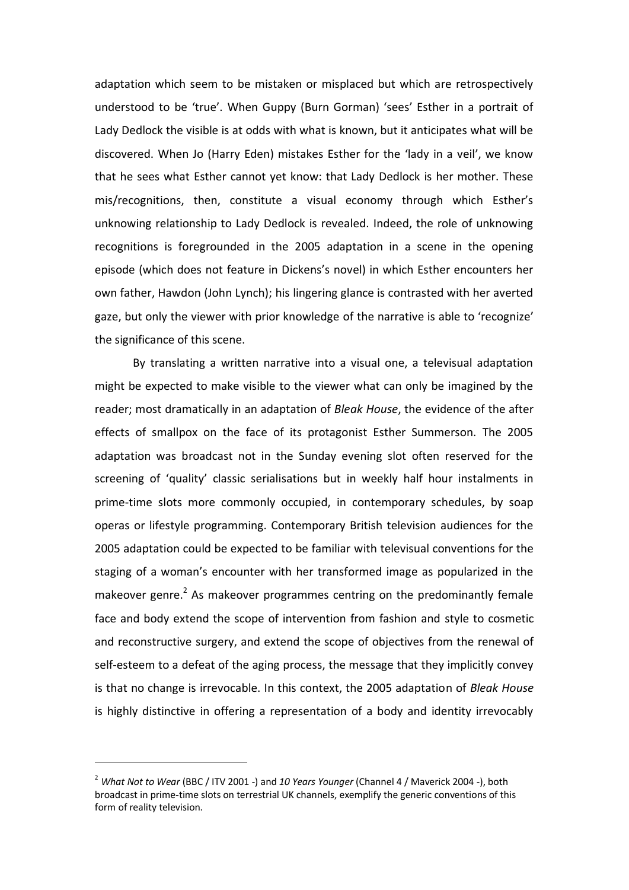adaptation which seem to be mistaken or misplaced but which are retrospectively understood to be 'true'. When Guppy (Burn Gorman) 'sees' Esther in a portrait of Lady Dedlock the visible is at odds with what is known, but it anticipates what will be discovered. When Jo (Harry Eden) mistakes Esther for the 'lady in a veil', we know that he sees what Esther cannot yet know: that Lady Dedlock is her mother. These mis/recognitions, then, constitute a visual economy through which Esther's unknowing relationship to Lady Dedlock is revealed. Indeed, the role of unknowing recognitions is foregrounded in the 2005 adaptation in a scene in the opening episode (which does not feature in Dickens's novel) in which Esther encounters her own father, Hawdon (John Lynch); his lingering glance is contrasted with her averted gaze, but only the viewer with prior knowledge of the narrative is able to 'recognize' the significance of this scene.

By translating a written narrative into a visual one, a televisual adaptation might be expected to make visible to the viewer what can only be imagined by the reader; most dramatically in an adaptation of *Bleak House*, the evidence of the after effects of smallpox on the face of its protagonist Esther Summerson. The 2005 adaptation was broadcast not in the Sunday evening slot often reserved for the screening of 'quality' classic serialisations but in weekly half hour instalments in prime-time slots more commonly occupied, in contemporary schedules, by soap operas or lifestyle programming. Contemporary British television audiences for the 2005 adaptation could be expected to be familiar with televisual conventions for the staging of a woman's encounter with her transformed image as popularized in the makeover genre.[2] As makeover programmes centring on the predominantly female face and body extend the scope of intervention from fashion and style to cosmetic and reconstructive surgery, and extend the scope of objectives from the renewal of self-esteem to a defeat of the aging process, the message that they implicitly convey is that no change is irrevocable. In this context, the 2005 adaptation of *Bleak House* is highly distinctive in offering a representation of a body and identity irrevocably

[2] *What Not to Wear* (BBC / ITV 2001 -) and *10 Years Younger* (Channel 4 / Maverick 2004 -), both broadcast in prime-time slots on terrestrial UK channels, exemplify the generic conventions of this form of reality television.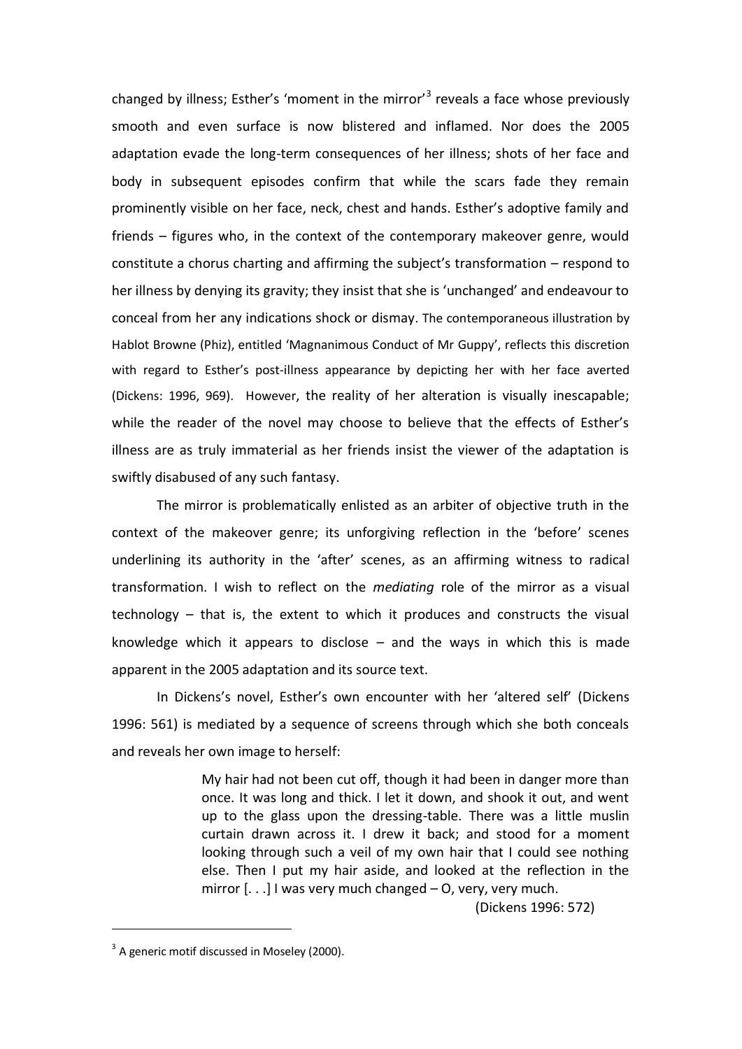changed by illness; Esther's 'moment in the mirror'[3] reveals a face whose previously smooth and even surface is now blistered and inflamed. Nor does the 2005 adaptation evade the long-term consequences of her illness; shots of her face and body in subsequent episodes confirm that while the scars fade they remain prominently visible on her face, neck, chest and hands. Esther's adoptive family and friends – figures who, in the context of the contemporary makeover genre, would constitute a chorus charting and affirming the subject's transformation – respond to her illness by denying its gravity; they insist that she is 'unchanged' and endeavour to conceal from her any indications shock or dismay. The contemporaneous illustration by Hablot Browne (Phiz), entitled 'Magnanimous Conduct of Mr Guppy', reflects this discretion with regard to Esther's post-illness appearance by depicting her with her face averted (Dickens: 1996, 969). However, the reality of her alteration is visually inescapable; while the reader of the novel may choose to believe that the effects of Esther's illness are as truly immaterial as her friends insist the viewer of the adaptation is swiftly disabused of any such fantasy.

The mirror is problematically enlisted as an arbiter of objective truth in the context of the makeover genre; its unforgiving reflection in the 'before' scenes underlining its authority in the 'after' scenes, as an affirming witness to radical transformation. I wish to reflect on the *mediating* role of the mirror as a visual technology – that is, the extent to which it produces and constructs the visual knowledge which it appears to disclose – and the ways in which this is made apparent in the 2005 adaptation and its source text.

In Dickens's novel, Esther's own encounter with her 'altered self' (Dickens 1996: 561) is mediated by a sequence of screens through which she both conceals and reveals her own image to herself:

> My hair had not been cut off, though it had been in danger more than once. It was long and thick. I let it down, and shook it out, and went up to the glass upon the dressing-table. There was a little muslin curtain drawn across it. I drew it back; and stood for a moment looking through such a veil of my own hair that I could see nothing else. Then I put my hair aside, and looked at the reflection in the mirror [. . .] I was very much changed – O, very, very much.
>
> (Dickens 1996: 572)

---

[3] A generic motif discussed in Moseley (2000).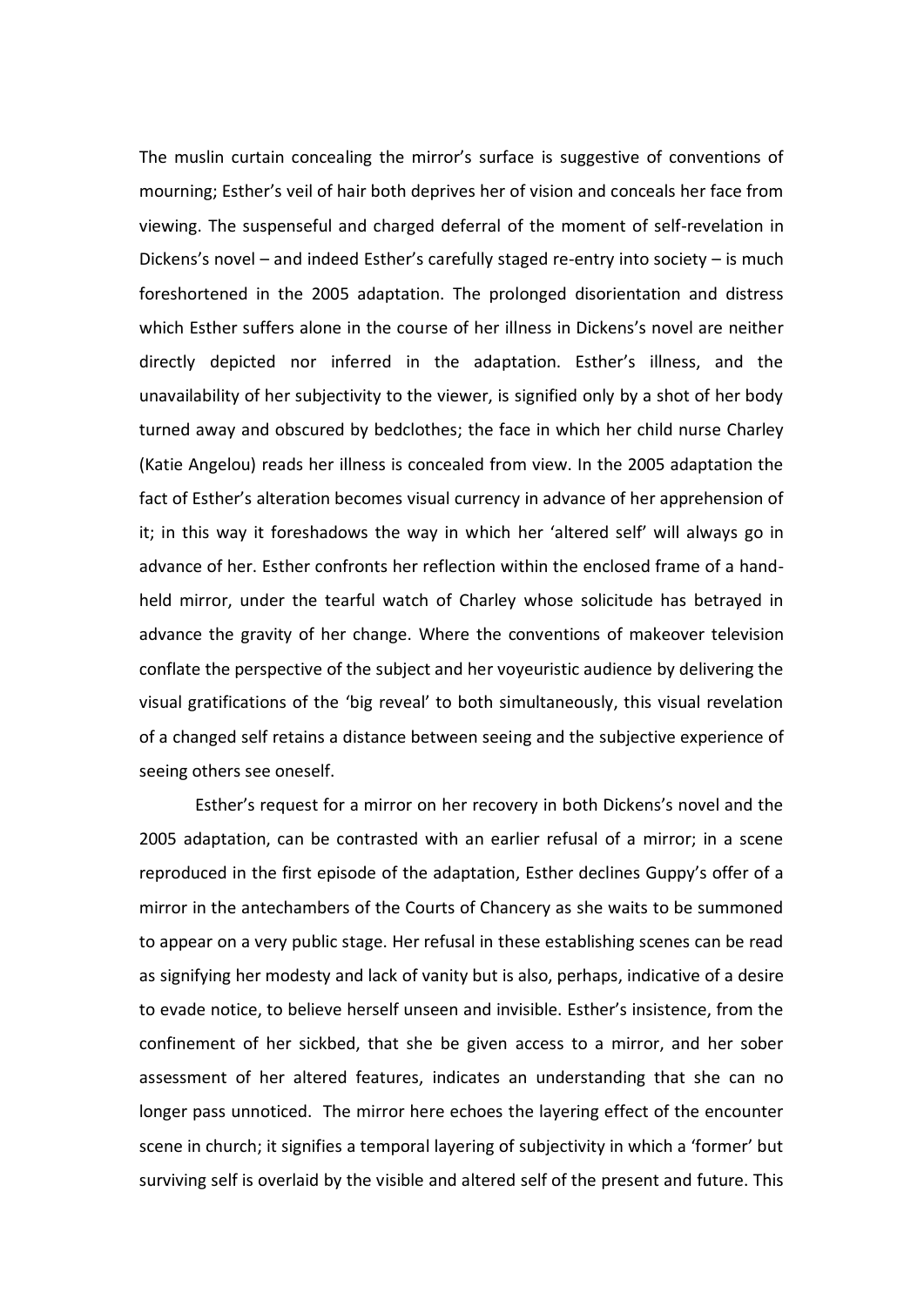The muslin curtain concealing the mirror's surface is suggestive of conventions of mourning; Esther's veil of hair both deprives her of vision and conceals her face from viewing. The suspenseful and charged deferral of the moment of self-revelation in Dickens's novel – and indeed Esther's carefully staged re-entry into society – is much foreshortened in the 2005 adaptation. The prolonged disorientation and distress which Esther suffers alone in the course of her illness in Dickens's novel are neither directly depicted nor inferred in the adaptation. Esther's illness, and the unavailability of her subjectivity to the viewer, is signified only by a shot of her body turned away and obscured by bedclothes; the face in which her child nurse Charley (Katie Angelou) reads her illness is concealed from view. In the 2005 adaptation the fact of Esther's alteration becomes visual currency in advance of her apprehension of it; in this way it foreshadows the way in which her 'altered self' will always go in advance of her. Esther confronts her reflection within the enclosed frame of a hand-held mirror, under the tearful watch of Charley whose solicitude has betrayed in advance the gravity of her change. Where the conventions of makeover television conflate the perspective of the subject and her voyeuristic audience by delivering the visual gratifications of the 'big reveal' to both simultaneously, this visual revelation of a changed self retains a distance between seeing and the subjective experience of seeing others see oneself.

Esther's request for a mirror on her recovery in both Dickens's novel and the 2005 adaptation, can be contrasted with an earlier refusal of a mirror; in a scene reproduced in the first episode of the adaptation, Esther declines Guppy's offer of a mirror in the antechambers of the Courts of Chancery as she waits to be summoned to appear on a very public stage. Her refusal in these establishing scenes can be read as signifying her modesty and lack of vanity but is also, perhaps, indicative of a desire to evade notice, to believe herself unseen and invisible. Esther's insistence, from the confinement of her sickbed, that she be given access to a mirror, and her sober assessment of her altered features, indicates an understanding that she can no longer pass unnoticed. The mirror here echoes the layering effect of the encounter scene in church; it signifies a temporal layering of subjectivity in which a 'former' but surviving self is overlaid by the visible and altered self of the present and future. This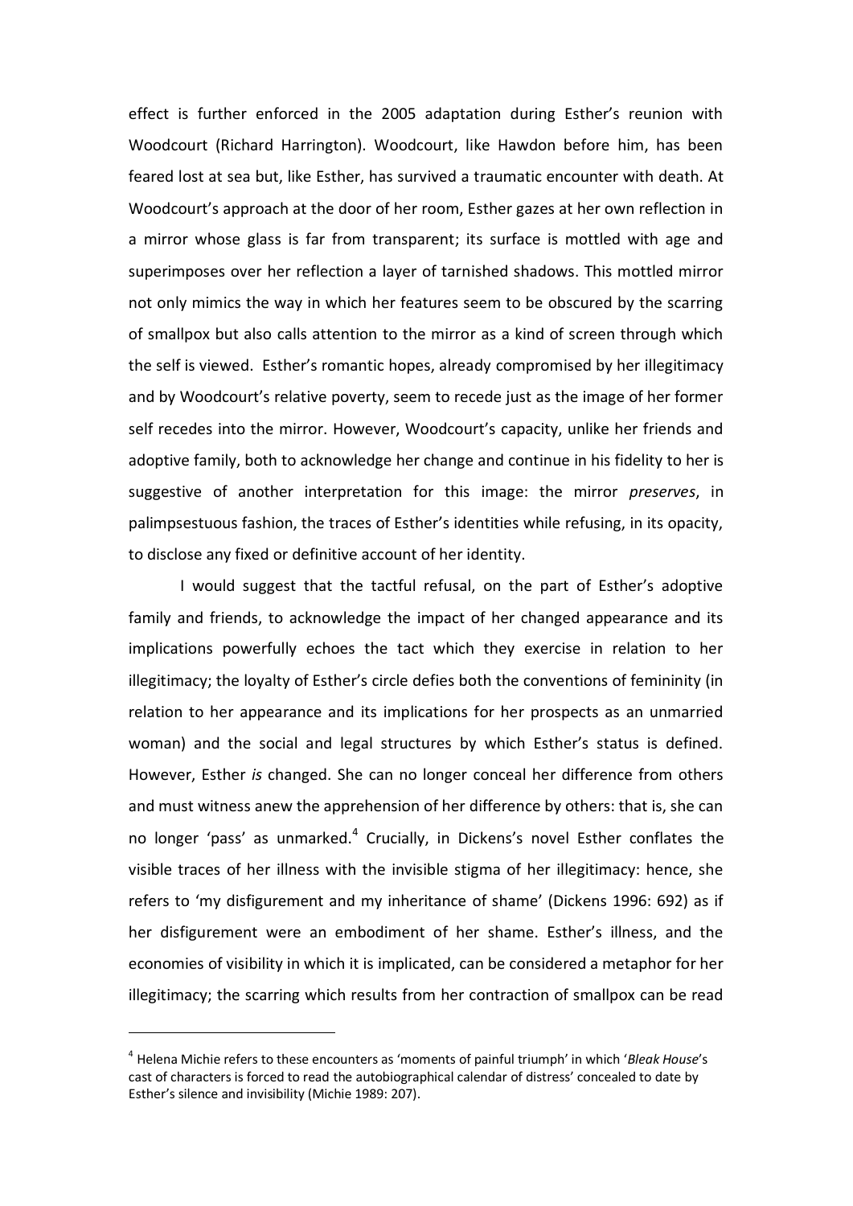effect is further enforced in the 2005 adaptation during Esther's reunion with Woodcourt (Richard Harrington). Woodcourt, like Hawdon before him, has been feared lost at sea but, like Esther, has survived a traumatic encounter with death. At Woodcourt's approach at the door of her room, Esther gazes at her own reflection in a mirror whose glass is far from transparent; its surface is mottled with age and superimposes over her reflection a layer of tarnished shadows. This mottled mirror not only mimics the way in which her features seem to be obscured by the scarring of smallpox but also calls attention to the mirror as a kind of screen through which the self is viewed. Esther's romantic hopes, already compromised by her illegitimacy and by Woodcourt's relative poverty, seem to recede just as the image of her former self recedes into the mirror. However, Woodcourt's capacity, unlike her friends and adoptive family, both to acknowledge her change and continue in his fidelity to her is suggestive of another interpretation for this image: the mirror *preserves*, in palimpsestuous fashion, the traces of Esther's identities while refusing, in its opacity, to disclose any fixed or definitive account of her identity.

I would suggest that the tactful refusal, on the part of Esther's adoptive family and friends, to acknowledge the impact of her changed appearance and its implications powerfully echoes the tact which they exercise in relation to her illegitimacy; the loyalty of Esther's circle defies both the conventions of femininity (in relation to her appearance and its implications for her prospects as an unmarried woman) and the social and legal structures by which Esther's status is defined. However, Esther *is* changed. She can no longer conceal her difference from others and must witness anew the apprehension of her difference by others: that is, she can no longer 'pass' as unmarked.[4] Crucially, in Dickens's novel Esther conflates the visible traces of her illness with the invisible stigma of her illegitimacy: hence, she refers to 'my disfigurement and my inheritance of shame' (Dickens 1996: 692) as if her disfigurement were an embodiment of her shame. Esther's illness, and the economies of visibility in which it is implicated, can be considered a metaphor for her illegitimacy; the scarring which results from her contraction of smallpox can be read

[4] Helena Michie refers to these encounters as 'moments of painful triumph' in which '*Bleak House*'s cast of characters is forced to read the autobiographical calendar of distress' concealed to date by Esther's silence and invisibility (Michie 1989: 207).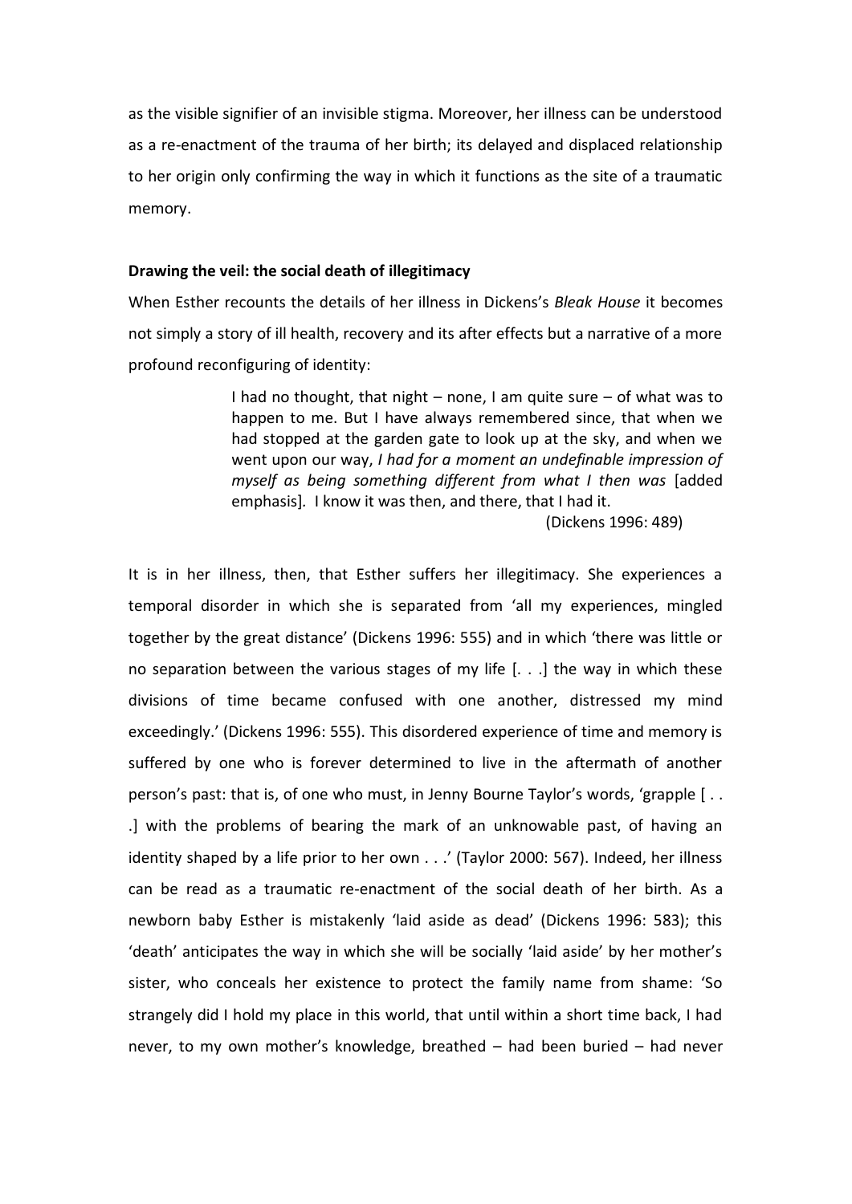as the visible signifier of an invisible stigma. Moreover, her illness can be understood as a re-enactment of the trauma of her birth; its delayed and displaced relationship to her origin only confirming the way in which it functions as the site of a traumatic memory.

**Drawing the veil: the social death of illegitimacy**

When Esther recounts the details of her illness in Dickens's *Bleak House* it becomes not simply a story of ill health, recovery and its after effects but a narrative of a more profound reconfiguring of identity:

> I had no thought, that night – none, I am quite sure – of what was to happen to me. But I have always remembered since, that when we had stopped at the garden gate to look up at the sky, and when we went upon our way, *I had for a moment an undefinable impression of myself as being something different from what I then was* [added emphasis]. I know it was then, and there, that I had it.
>
> (Dickens 1996: 489)

It is in her illness, then, that Esther suffers her illegitimacy. She experiences a temporal disorder in which she is separated from 'all my experiences, mingled together by the great distance' (Dickens 1996: 555) and in which 'there was little or no separation between the various stages of my life [. . .] the way in which these divisions of time became confused with one another, distressed my mind exceedingly.' (Dickens 1996: 555). This disordered experience of time and memory is suffered by one who is forever determined to live in the aftermath of another person's past: that is, of one who must, in Jenny Bourne Taylor's words, 'grapple [. . .] with the problems of bearing the mark of an unknowable past, of having an identity shaped by a life prior to her own . . .' (Taylor 2000: 567). Indeed, her illness can be read as a traumatic re-enactment of the social death of her birth. As a newborn baby Esther is mistakenly 'laid aside as dead' (Dickens 1996: 583); this 'death' anticipates the way in which she will be socially 'laid aside' by her mother's sister, who conceals her existence to protect the family name from shame: 'So strangely did I hold my place in this world, that until within a short time back, I had never, to my own mother's knowledge, breathed – had been buried – had never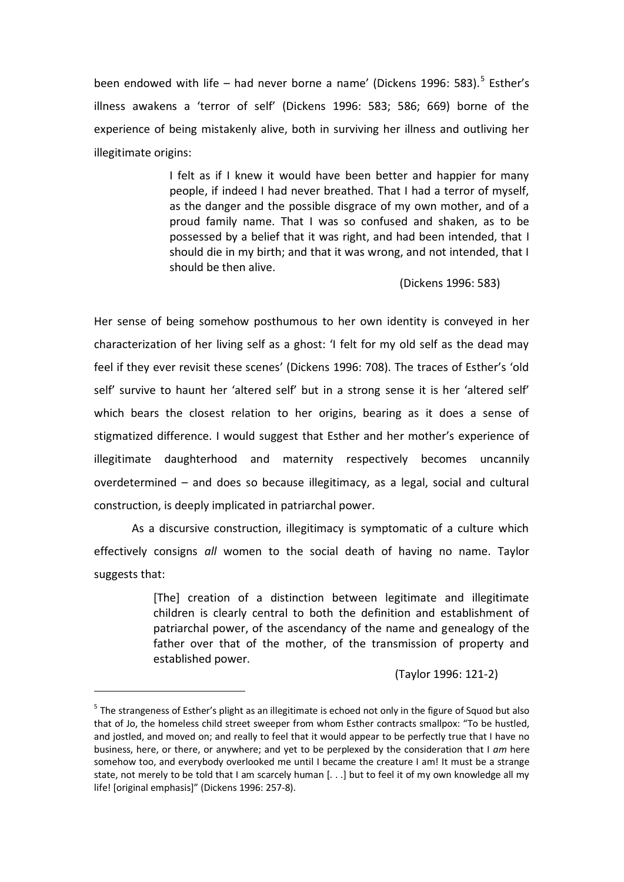been endowed with life – had never borne a name' (Dickens 1996: 583).[5] Esther's illness awakens a 'terror of self' (Dickens 1996: 583; 586; 669) borne of the experience of being mistakenly alive, both in surviving her illness and outliving her illegitimate origins:

> I felt as if I knew it would have been better and happier for many people, if indeed I had never breathed. That I had a terror of myself, as the danger and the possible disgrace of my own mother, and of a proud family name. That I was so confused and shaken, as to be possessed by a belief that it was right, and had been intended, that I should die in my birth; and that it was wrong, and not intended, that I should be then alive.
>
> (Dickens 1996: 583)

Her sense of being somehow posthumous to her own identity is conveyed in her characterization of her living self as a ghost: 'I felt for my old self as the dead may feel if they ever revisit these scenes' (Dickens 1996: 708). The traces of Esther's 'old self' survive to haunt her 'altered self' but in a strong sense it is her 'altered self' which bears the closest relation to her origins, bearing as it does a sense of stigmatized difference. I would suggest that Esther and her mother's experience of illegitimate daughterhood and maternity respectively becomes uncannily overdetermined – and does so because illegitimacy, as a legal, social and cultural construction, is deeply implicated in patriarchal power.

As a discursive construction, illegitimacy is symptomatic of a culture which effectively consigns *all* women to the social death of having no name. Taylor suggests that:

> [The] creation of a distinction between legitimate and illegitimate children is clearly central to both the definition and establishment of patriarchal power, of the ascendancy of the name and genealogy of the father over that of the mother, of the transmission of property and established power.
>
> (Taylor 1996: 121-2)

---

[5] The strangeness of Esther's plight as an illegitimate is echoed not only in the figure of Squod but also that of Jo, the homeless child street sweeper from whom Esther contracts smallpox: "To be hustled, and jostled, and moved on; and really to feel that it would appear to be perfectly true that I have no business, here, or there, or anywhere; and yet to be perplexed by the consideration that I *am* here somehow too, and everybody overlooked me until I became the creature I am! It must be a strange state, not merely to be told that I am scarcely human [. . .] but to feel it of my own knowledge all my life! [original emphasis]" (Dickens 1996: 257-8).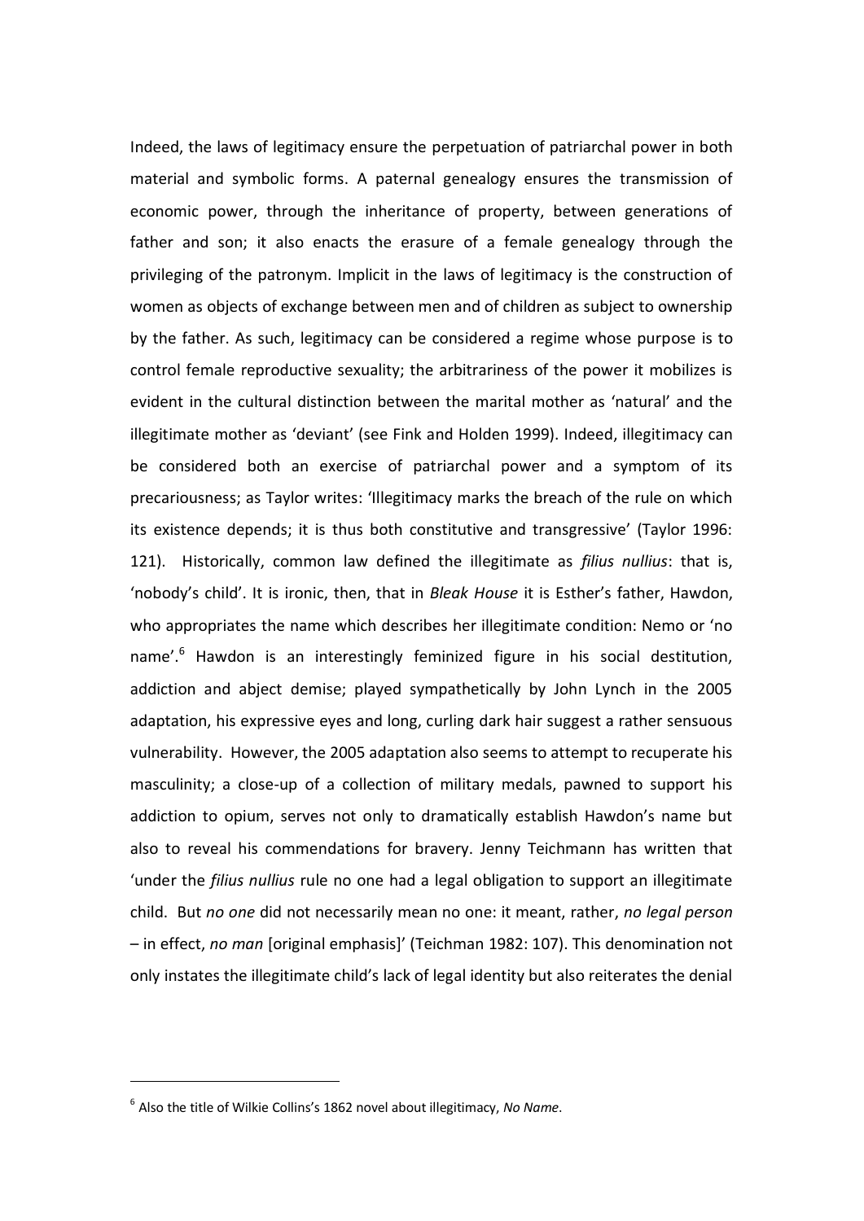Indeed, the laws of legitimacy ensure the perpetuation of patriarchal power in both material and symbolic forms. A paternal genealogy ensures the transmission of economic power, through the inheritance of property, between generations of father and son; it also enacts the erasure of a female genealogy through the privileging of the patronym. Implicit in the laws of legitimacy is the construction of women as objects of exchange between men and of children as subject to ownership by the father. As such, legitimacy can be considered a regime whose purpose is to control female reproductive sexuality; the arbitrariness of the power it mobilizes is evident in the cultural distinction between the marital mother as 'natural' and the illegitimate mother as 'deviant' (see Fink and Holden 1999). Indeed, illegitimacy can be considered both an exercise of patriarchal power and a symptom of its precariousness; as Taylor writes: 'Illegitimacy marks the breach of the rule on which its existence depends; it is thus both constitutive and transgressive' (Taylor 1996: 121). Historically, common law defined the illegitimate as *filius nullius*: that is, 'nobody's child'. It is ironic, then, that in *Bleak House* it is Esther's father, Hawdon, who appropriates the name which describes her illegitimate condition: Nemo or 'no name'.[6] Hawdon is an interestingly feminized figure in his social destitution, addiction and abject demise; played sympathetically by John Lynch in the 2005 adaptation, his expressive eyes and long, curling dark hair suggest a rather sensuous vulnerability. However, the 2005 adaptation also seems to attempt to recuperate his masculinity; a close-up of a collection of military medals, pawned to support his addiction to opium, serves not only to dramatically establish Hawdon's name but also to reveal his commendations for bravery. Jenny Teichmann has written that 'under the *filius nullius* rule no one had a legal obligation to support an illegitimate child. But *no one* did not necessarily mean no one: it meant, rather, *no legal person* – in effect, *no man* [original emphasis]' (Teichman 1982: 107). This denomination not only instates the illegitimate child's lack of legal identity but also reiterates the denial

[6] Also the title of Wilkie Collins's 1862 novel about illegitimacy, *No Name*.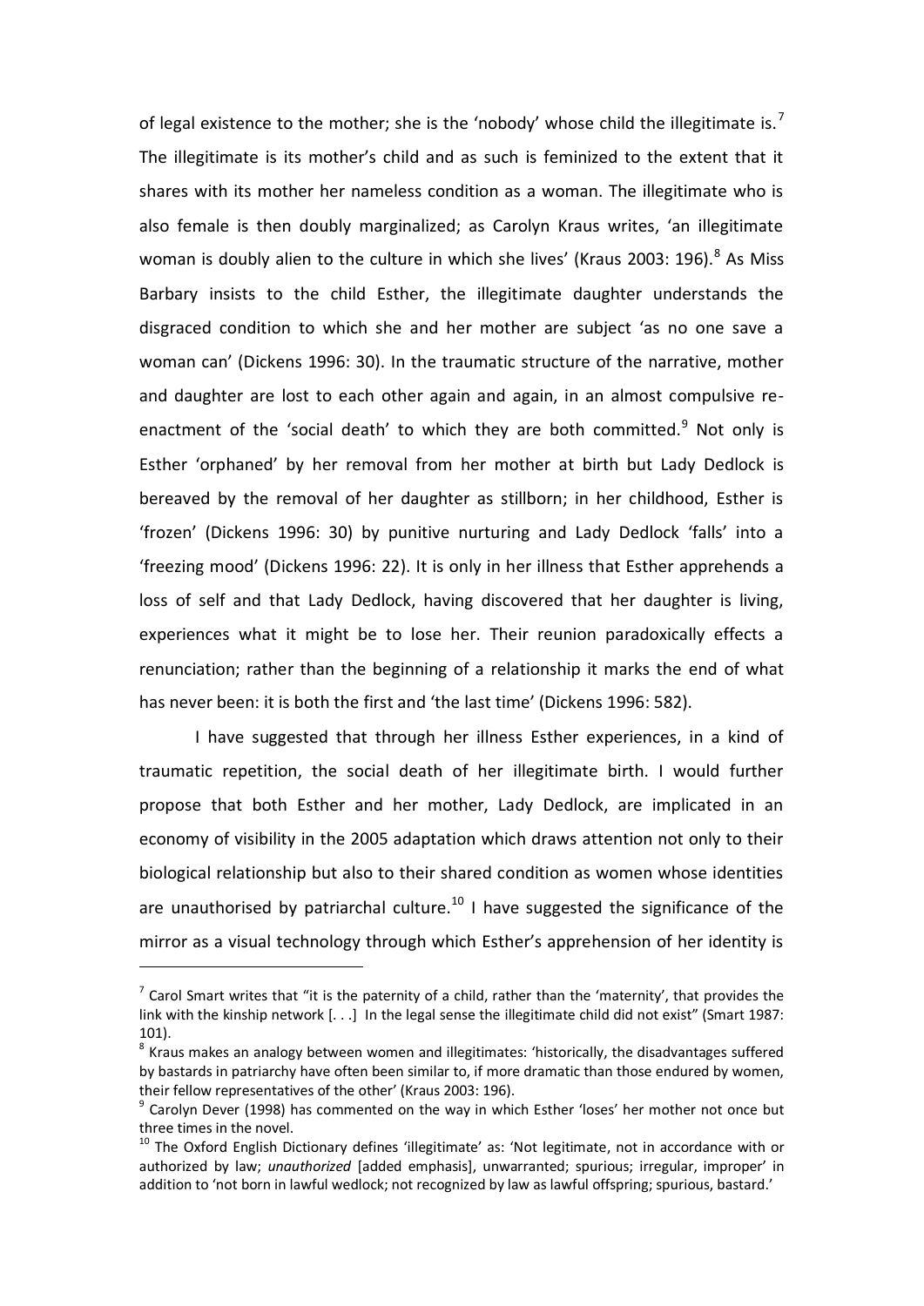of legal existence to the mother; she is the 'nobody' whose child the illegitimate is.[7] The illegitimate is its mother's child and as such is feminized to the extent that it shares with its mother her nameless condition as a woman. The illegitimate who is also female is then doubly marginalized; as Carolyn Kraus writes, 'an illegitimate woman is doubly alien to the culture in which she lives' (Kraus 2003: 196).[8] As Miss Barbary insists to the child Esther, the illegitimate daughter understands the disgraced condition to which she and her mother are subject 'as no one save a woman can' (Dickens 1996: 30). In the traumatic structure of the narrative, mother and daughter are lost to each other again and again, in an almost compulsive re-enactment of the 'social death' to which they are both committed.[9] Not only is Esther 'orphaned' by her removal from her mother at birth but Lady Dedlock is bereaved by the removal of her daughter as stillborn; in her childhood, Esther is 'frozen' (Dickens 1996: 30) by punitive nurturing and Lady Dedlock 'falls' into a 'freezing mood' (Dickens 1996: 22). It is only in her illness that Esther apprehends a loss of self and that Lady Dedlock, having discovered that her daughter is living, experiences what it might be to lose her. Their reunion paradoxically effects a renunciation; rather than the beginning of a relationship it marks the end of what has never been: it is both the first and 'the last time' (Dickens 1996: 582).

I have suggested that through her illness Esther experiences, in a kind of traumatic repetition, the social death of her illegitimate birth. I would further propose that both Esther and her mother, Lady Dedlock, are implicated in an economy of visibility in the 2005 adaptation which draws attention not only to their biological relationship but also to their shared condition as women whose identities are unauthorised by patriarchal culture.[10] I have suggested the significance of the mirror as a visual technology through which Esther's apprehension of her identity is

---

[7] Carol Smart writes that "it is the paternity of a child, rather than the 'maternity', that provides the link with the kinship network [. . .] In the legal sense the illegitimate child did not exist" (Smart 1987: 101).

[8] Kraus makes an analogy between women and illegitimates: 'historically, the disadvantages suffered by bastards in patriarchy have often been similar to, if more dramatic than those endured by women, their fellow representatives of the other' (Kraus 2003: 196).

[9] Carolyn Dever (1998) has commented on the way in which Esther 'loses' her mother not once but three times in the novel.

[10] The Oxford English Dictionary defines 'illegitimate' as: 'Not legitimate, not in accordance with or authorized by law; *unauthorized* [added emphasis], unwarranted; spurious; irregular, improper' in addition to 'not born in lawful wedlock; not recognized by law as lawful offspring; spurious, bastard.'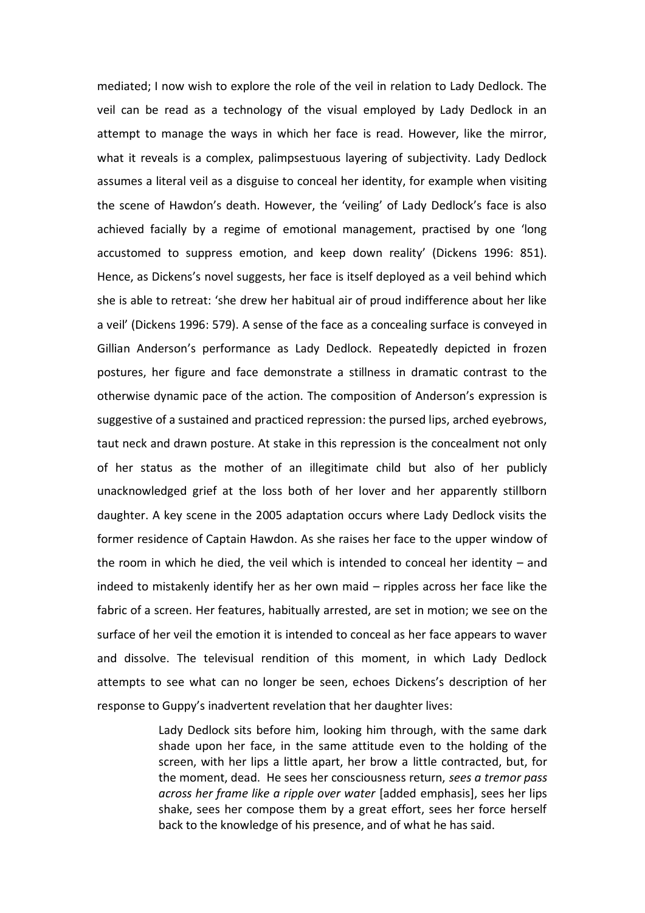mediated; I now wish to explore the role of the veil in relation to Lady Dedlock. The veil can be read as a technology of the visual employed by Lady Dedlock in an attempt to manage the ways in which her face is read. However, like the mirror, what it reveals is a complex, palimpsestuous layering of subjectivity. Lady Dedlock assumes a literal veil as a disguise to conceal her identity, for example when visiting the scene of Hawdon's death. However, the 'veiling' of Lady Dedlock's face is also achieved facially by a regime of emotional management, practised by one 'long accustomed to suppress emotion, and keep down reality' (Dickens 1996: 851). Hence, as Dickens's novel suggests, her face is itself deployed as a veil behind which she is able to retreat: 'she drew her habitual air of proud indifference about her like a veil' (Dickens 1996: 579). A sense of the face as a concealing surface is conveyed in Gillian Anderson's performance as Lady Dedlock. Repeatedly depicted in frozen postures, her figure and face demonstrate a stillness in dramatic contrast to the otherwise dynamic pace of the action. The composition of Anderson's expression is suggestive of a sustained and practiced repression: the pursed lips, arched eyebrows, taut neck and drawn posture. At stake in this repression is the concealment not only of her status as the mother of an illegitimate child but also of her publicly unacknowledged grief at the loss both of her lover and her apparently stillborn daughter. A key scene in the 2005 adaptation occurs where Lady Dedlock visits the former residence of Captain Hawdon. As she raises her face to the upper window of the room in which he died, the veil which is intended to conceal her identity – and indeed to mistakenly identify her as her own maid – ripples across her face like the fabric of a screen. Her features, habitually arrested, are set in motion; we see on the surface of her veil the emotion it is intended to conceal as her face appears to waver and dissolve. The televisual rendition of this moment, in which Lady Dedlock attempts to see what can no longer be seen, echoes Dickens's description of her response to Guppy's inadvertent revelation that her daughter lives:

> Lady Dedlock sits before him, looking him through, with the same dark shade upon her face, in the same attitude even to the holding of the screen, with her lips a little apart, her brow a little contracted, but, for the moment, dead. He sees her consciousness return, *sees a tremor pass across her frame like a ripple over water* [added emphasis], sees her lips shake, sees her compose them by a great effort, sees her force herself back to the knowledge of his presence, and of what he has said.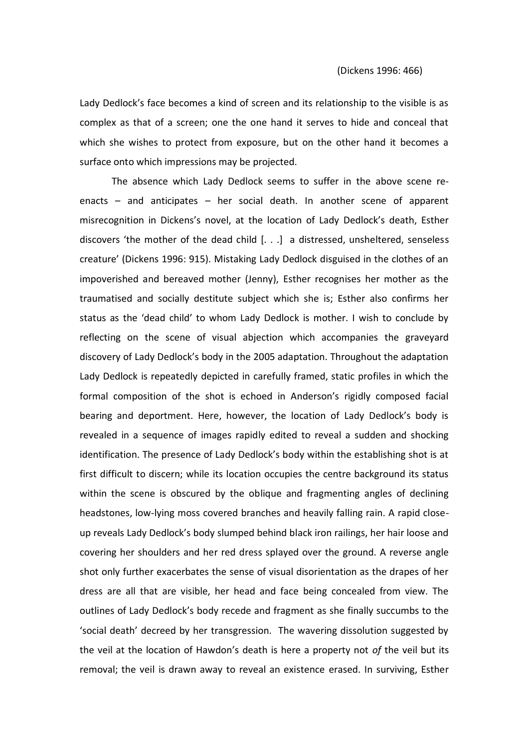(Dickens 1996: 466)

Lady Dedlock's face becomes a kind of screen and its relationship to the visible is as complex as that of a screen; one the one hand it serves to hide and conceal that which she wishes to protect from exposure, but on the other hand it becomes a surface onto which impressions may be projected.

The absence which Lady Dedlock seems to suffer in the above scene re-enacts – and anticipates – her social death. In another scene of apparent misrecognition in Dickens's novel, at the location of Lady Dedlock's death, Esther discovers 'the mother of the dead child [. . .] a distressed, unsheltered, senseless creature' (Dickens 1996: 915). Mistaking Lady Dedlock disguised in the clothes of an impoverished and bereaved mother (Jenny), Esther recognises her mother as the traumatised and socially destitute subject which she is; Esther also confirms her status as the 'dead child' to whom Lady Dedlock is mother. I wish to conclude by reflecting on the scene of visual abjection which accompanies the graveyard discovery of Lady Dedlock's body in the 2005 adaptation. Throughout the adaptation Lady Dedlock is repeatedly depicted in carefully framed, static profiles in which the formal composition of the shot is echoed in Anderson's rigidly composed facial bearing and deportment. Here, however, the location of Lady Dedlock's body is revealed in a sequence of images rapidly edited to reveal a sudden and shocking identification. The presence of Lady Dedlock's body within the establishing shot is at first difficult to discern; while its location occupies the centre background its status within the scene is obscured by the oblique and fragmenting angles of declining headstones, low-lying moss covered branches and heavily falling rain. A rapid close-up reveals Lady Dedlock's body slumped behind black iron railings, her hair loose and covering her shoulders and her red dress splayed over the ground. A reverse angle shot only further exacerbates the sense of visual disorientation as the drapes of her dress are all that are visible, her head and face being concealed from view. The outlines of Lady Dedlock's body recede and fragment as she finally succumbs to the 'social death' decreed by her transgression. The wavering dissolution suggested by the veil at the location of Hawdon's death is here a property not *of* the veil but its removal; the veil is drawn away to reveal an existence erased. In surviving, Esther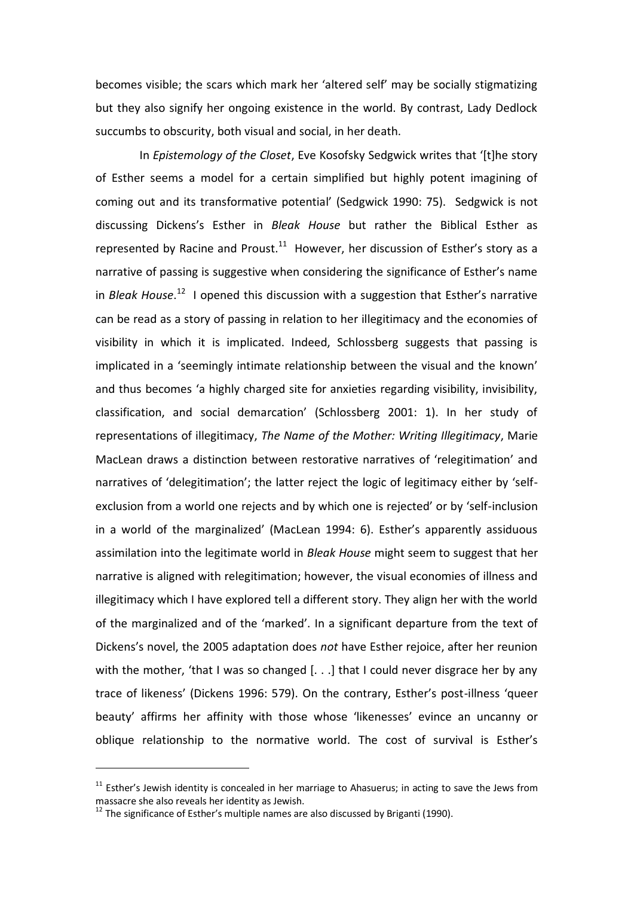becomes visible; the scars which mark her 'altered self' may be socially stigmatizing but they also signify her ongoing existence in the world. By contrast, Lady Dedlock succumbs to obscurity, both visual and social, in her death.

In *Epistemology of the Closet*, Eve Kosofsky Sedgwick writes that '[t]he story of Esther seems a model for a certain simplified but highly potent imagining of coming out and its transformative potential' (Sedgwick 1990: 75). Sedgwick is not discussing Dickens's Esther in *Bleak House* but rather the Biblical Esther as represented by Racine and Proust.[11] However, her discussion of Esther's story as a narrative of passing is suggestive when considering the significance of Esther's name in *Bleak House*.[12] I opened this discussion with a suggestion that Esther's narrative can be read as a story of passing in relation to her illegitimacy and the economies of visibility in which it is implicated. Indeed, Schlossberg suggests that passing is implicated in a 'seemingly intimate relationship between the visual and the known' and thus becomes 'a highly charged site for anxieties regarding visibility, invisibility, classification, and social demarcation' (Schlossberg 2001: 1). In her study of representations of illegitimacy, *The Name of the Mother: Writing Illegitimacy*, Marie MacLean draws a distinction between restorative narratives of 'relegitimation' and narratives of 'delegitimation'; the latter reject the logic of legitimacy either by 'self-exclusion from a world one rejects and by which one is rejected' or by 'self-inclusion in a world of the marginalized' (MacLean 1994: 6). Esther's apparently assiduous assimilation into the legitimate world in *Bleak House* might seem to suggest that her narrative is aligned with relegitimation; however, the visual economies of illness and illegitimacy which I have explored tell a different story. They align her with the world of the marginalized and of the 'marked'. In a significant departure from the text of Dickens's novel, the 2005 adaptation does *not* have Esther rejoice, after her reunion with the mother, 'that I was so changed [. . .] that I could never disgrace her by any trace of likeness' (Dickens 1996: 579). On the contrary, Esther's post-illness 'queer beauty' affirms her affinity with those whose 'likenesses' evince an uncanny or oblique relationship to the normative world. The cost of survival is Esther's

---

[11] Esther's Jewish identity is concealed in her marriage to Ahasuerus; in acting to save the Jews from massacre she also reveals her identity as Jewish.

[12] The significance of Esther's multiple names are also discussed by Briganti (1990).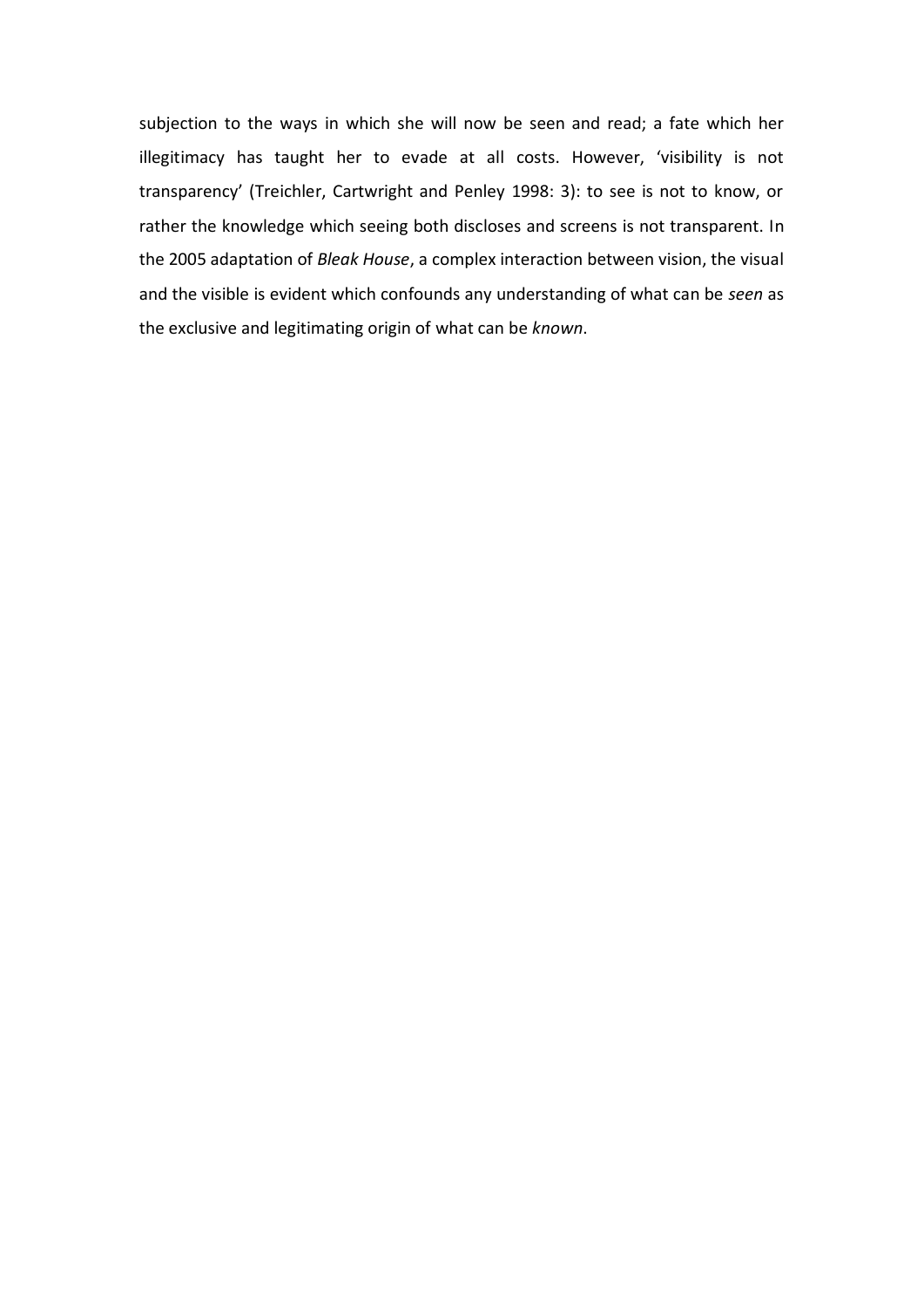subjection to the ways in which she will now be seen and read; a fate which her illegitimacy has taught her to evade at all costs. However, 'visibility is not transparency' (Treichler, Cartwright and Penley 1998: 3): to see is not to know, or rather the knowledge which seeing both discloses and screens is not transparent. In the 2005 adaptation of *Bleak House*, a complex interaction between vision, the visual and the visible is evident which confounds any understanding of what can be *seen* as the exclusive and legitimating origin of what can be *known*.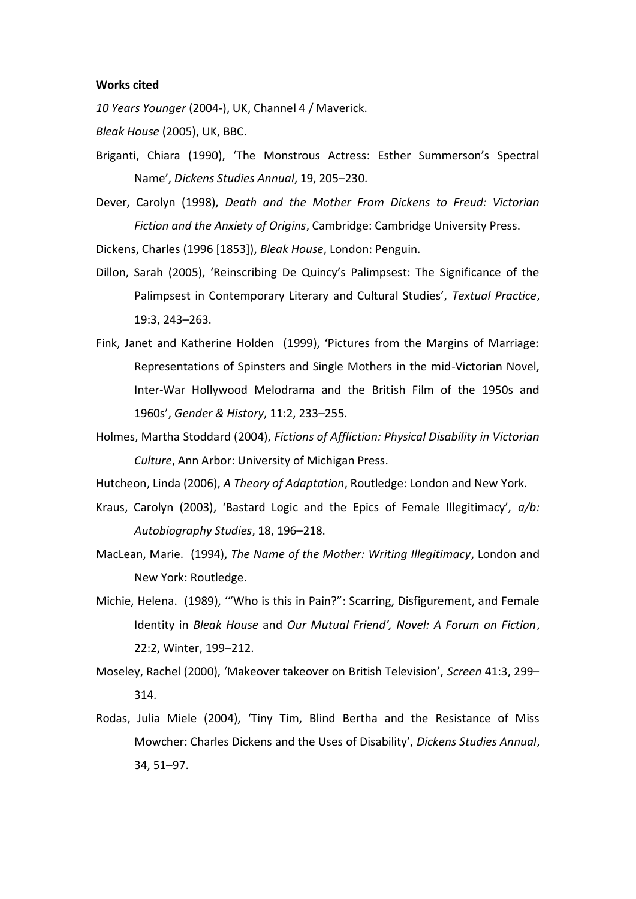**Works cited**

*10 Years Younger* (2004-), UK, Channel 4 / Maverick.

*Bleak House* (2005), UK, BBC.

Briganti, Chiara (1990), 'The Monstrous Actress: Esther Summerson's Spectral Name', *Dickens Studies Annual*, 19, 205–230.

Dever, Carolyn (1998), *Death and the Mother From Dickens to Freud: Victorian Fiction and the Anxiety of Origins*, Cambridge: Cambridge University Press.

Dickens, Charles (1996 [1853]), *Bleak House*, London: Penguin.

Dillon, Sarah (2005), 'Reinscribing De Quincy's Palimpsest: The Significance of the Palimpsest in Contemporary Literary and Cultural Studies', *Textual Practice*, 19:3, 243–263.

Fink, Janet and Katherine Holden (1999), 'Pictures from the Margins of Marriage: Representations of Spinsters and Single Mothers in the mid-Victorian Novel, Inter-War Hollywood Melodrama and the British Film of the 1950s and 1960s', *Gender & History*, 11:2, 233–255.

Holmes, Martha Stoddard (2004), *Fictions of Affliction: Physical Disability in Victorian Culture*, Ann Arbor: University of Michigan Press.

Hutcheon, Linda (2006), *A Theory of Adaptation*, Routledge: London and New York.

Kraus, Carolyn (2003), 'Bastard Logic and the Epics of Female Illegitimacy', *a/b: Autobiography Studies*, 18, 196–218.

MacLean, Marie. (1994), *The Name of the Mother: Writing Illegitimacy*, London and New York: Routledge.

Michie, Helena. (1989), '"Who is this in Pain?": Scarring, Disfigurement, and Female Identity in *Bleak House* and *Our Mutual Friend', Novel: A Forum on Fiction*, 22:2, Winter, 199–212.

Moseley, Rachel (2000), 'Makeover takeover on British Television', *Screen* 41:3, 299–314.

Rodas, Julia Miele (2004), 'Tiny Tim, Blind Bertha and the Resistance of Miss Mowcher: Charles Dickens and the Uses of Disability', *Dickens Studies Annual*, 34, 51–97.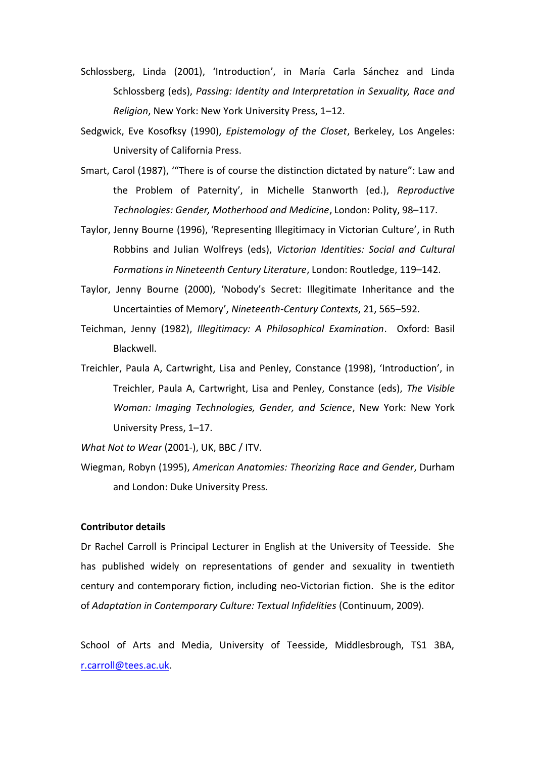Schlossberg, Linda (2001), 'Introduction', in María Carla Sánchez and Linda Schlossberg (eds), *Passing: Identity and Interpretation in Sexuality, Race and Religion*, New York: New York University Press, 1–12.

Sedgwick, Eve Kosofksy (1990), *Epistemology of the Closet*, Berkeley, Los Angeles: University of California Press.

Smart, Carol (1987), '"There is of course the distinction dictated by nature": Law and the Problem of Paternity', in Michelle Stanworth (ed.), *Reproductive Technologies: Gender, Motherhood and Medicine*, London: Polity, 98–117.

Taylor, Jenny Bourne (1996), 'Representing Illegitimacy in Victorian Culture', in Ruth Robbins and Julian Wolfreys (eds), *Victorian Identities: Social and Cultural Formations in Nineteenth Century Literature*, London: Routledge, 119–142.

Taylor, Jenny Bourne (2000), 'Nobody's Secret: Illegitimate Inheritance and the Uncertainties of Memory', *Nineteenth-Century Contexts*, 21, 565–592.

Teichman, Jenny (1982), *Illegitimacy: A Philosophical Examination*. Oxford: Basil Blackwell.

Treichler, Paula A, Cartwright, Lisa and Penley, Constance (1998), 'Introduction', in Treichler, Paula A, Cartwright, Lisa and Penley, Constance (eds), *The Visible Woman: Imaging Technologies, Gender, and Science*, New York: New York University Press, 1–17.

*What Not to Wear* (2001-), UK, BBC / ITV.

Wiegman, Robyn (1995), *American Anatomies: Theorizing Race and Gender*, Durham and London: Duke University Press.

**Contributor details**

Dr Rachel Carroll is Principal Lecturer in English at the University of Teesside. She has published widely on representations of gender and sexuality in twentieth century and contemporary fiction, including neo-Victorian fiction. She is the editor of *Adaptation in Contemporary Culture: Textual Infidelities* (Continuum, 2009).

School of Arts and Media, University of Teesside, Middlesbrough, TS1 3BA, r.carroll@tees.ac.uk.